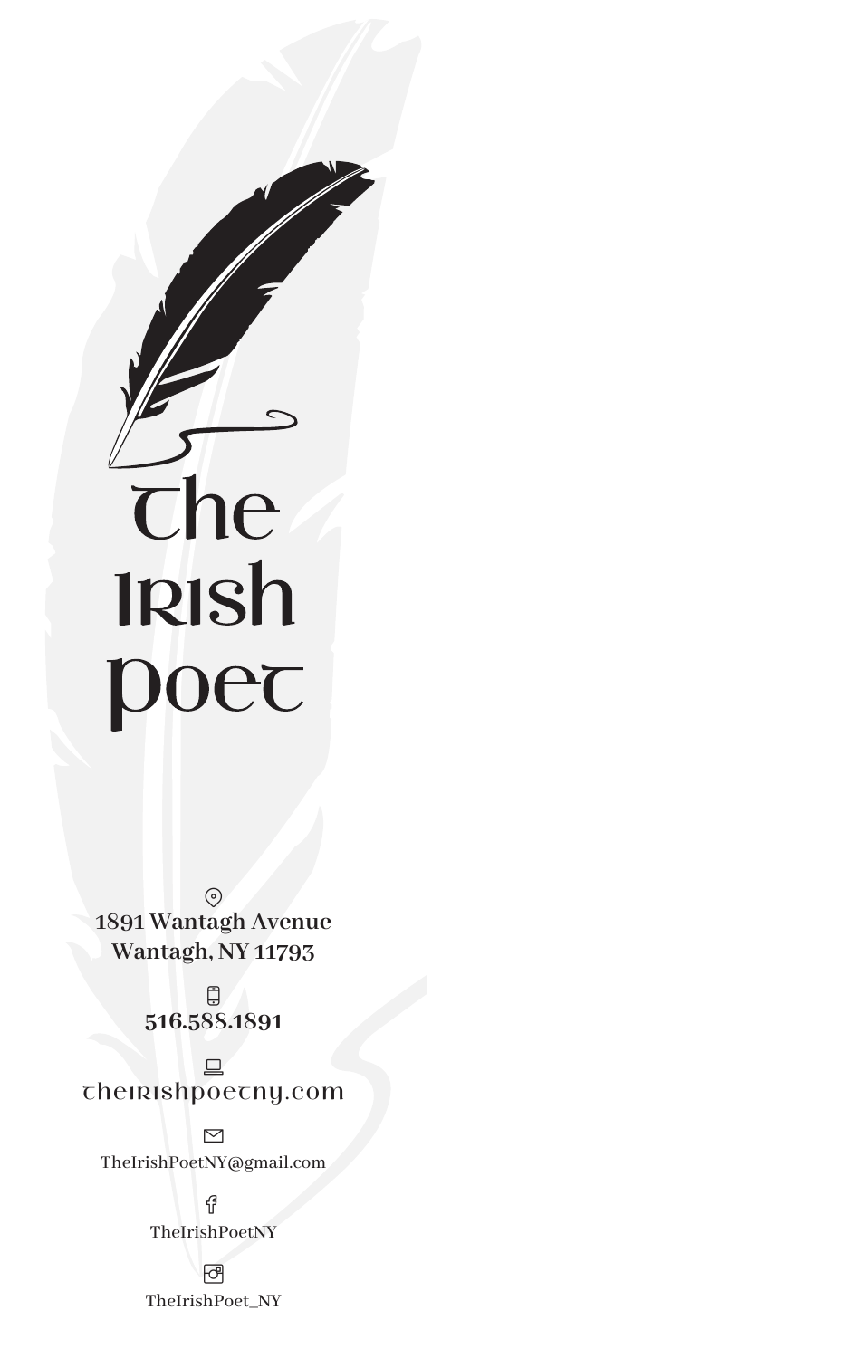# The Irish Poet

**1891 Wantagh Avenue**
**Wantagh, NY 11793**

**516.588.1891**

theirishpoetny.com

TheIrishPoetNY@gmail.com

TheIrishPoetNY

TheIrishPoet_NY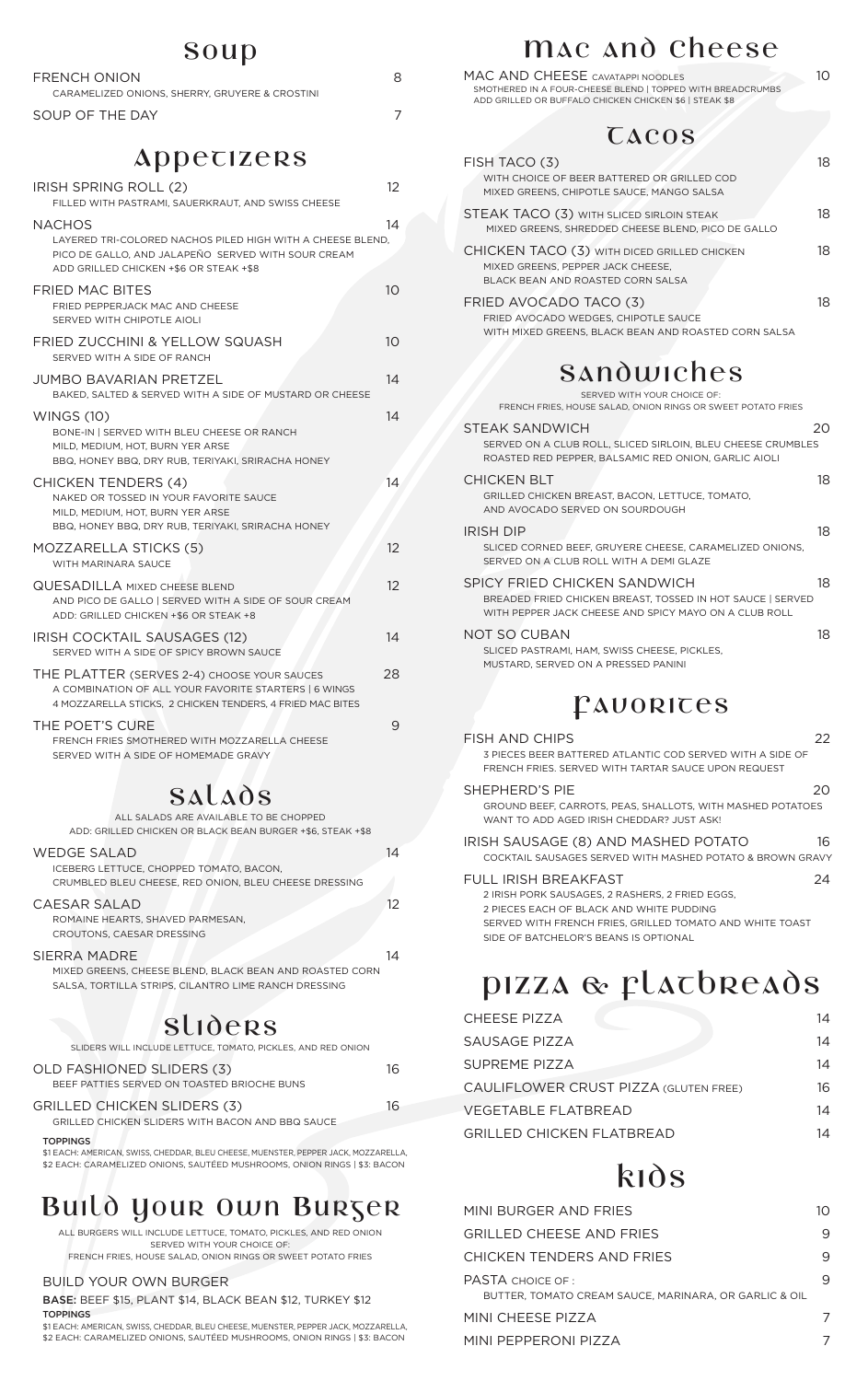## Soup

| | |
|---|---|
| FRENCH ONION<br>CARAMELIZED ONIONS, SHERRY, GRUYERE & CROSTINI | 8 |
| SOUP OF THE DAY | 7 |

## Appetizers

| | |
|---|---|
| IRISH SPRING ROLL (2)<br>FILLED WITH PASTRAMI, SAUERKRAUT, AND SWISS CHEESE | 12 |
| NACHOS<br>LAYERED TRI-COLORED NACHOS PILED HIGH WITH A CHEESE BLEND, PICO DE GALLO, AND JALAPEÑO SERVED WITH SOUR CREAM<br>ADD GRILLED CHICKEN +$6 OR STEAK +$8 | 14 |
| FRIED MAC BITES<br>FRIED PEPPERJACK MAC AND CHEESE<br>SERVED WITH CHIPOTLE AIOLI | 10 |
| FRIED ZUCCHINI & YELLOW SQUASH<br>SERVED WITH A SIDE OF RANCH | 10 |
| JUMBO BAVARIAN PRETZEL<br>BAKED, SALTED & SERVED WITH A SIDE OF MUSTARD OR CHEESE | 14 |
| WINGS (10)<br>BONE-IN \| SERVED WITH BLEU CHEESE OR RANCH<br>MILD, MEDIUM, HOT, BURN YER ARSE<br>BBQ, HONEY BBQ, DRY RUB, TERIYAKI, SRIRACHA HONEY | 14 |
| CHICKEN TENDERS (4)<br>NAKED OR TOSSED IN YOUR FAVORITE SAUCE<br>MILD, MEDIUM, HOT, BURN YER ARSE<br>BBQ, HONEY BBQ, DRY RUB, TERIYAKI, SRIRACHA HONEY | 14 |
| MOZZARELLA STICKS (5)<br>WITH MARINARA SAUCE | 12 |
| QUESADILLA MIXED CHEESE BLEND<br>AND PICO DE GALLO \| SERVED WITH A SIDE OF SOUR CREAM<br>ADD: GRILLED CHICKEN +$6 OR STEAK +8 | 12 |
| IRISH COCKTAIL SAUSAGES (12)<br>SERVED WITH A SIDE OF SPICY BROWN SAUCE | 14 |
| THE PLATTER (SERVES 2-4) CHOOSE YOUR SAUCES<br>A COMBINATION OF ALL YOUR FAVORITE STARTERS \| 6 WINGS<br>4 MOZZARELLA STICKS, 2 CHICKEN TENDERS, 4 FRIED MAC BITES | 28 |
| THE POET'S CURE<br>FRENCH FRIES SMOTHERED WITH MOZZARELLA CHEESE<br>SERVED WITH A SIDE OF HOMEMADE GRAVY | 9 |

## Salads

ALL SALADS ARE AVAILABLE TO BE CHOPPED
ADD: GRILLED CHICKEN OR BLACK BEAN BURGER +$6, STEAK +$8

| | |
|---|---|
| WEDGE SALAD<br>ICEBERG LETTUCE, CHOPPED TOMATO, BACON,<br>CRUMBLED BLEU CHEESE, RED ONION, BLEU CHEESE DRESSING | 14 |
| CAESAR SALAD<br>ROMAINE HEARTS, SHAVED PARMESAN,<br>CROUTONS, CAESAR DRESSING | 12 |
| SIERRA MADRE<br>MIXED GREENS, CHEESE BLEND, BLACK BEAN AND ROASTED CORN SALSA, TORTILLA STRIPS, CILANTRO LIME RANCH DRESSING | 14 |

## Sliders

SLIDERS WILL INCLUDE LETTUCE, TOMATO, PICKLES, AND RED ONION

| | |
|---|---|
| OLD FASHIONED SLIDERS (3)<br>BEEF PATTIES SERVED ON TOASTED BRIOCHE BUNS | 16 |
| GRILLED CHICKEN SLIDERS (3)<br>GRILLED CHICKEN SLIDERS WITH BACON AND BBQ SAUCE | 16 |

**TOPPINGS**
$1 EACH: AMERICAN, SWISS, CHEDDAR, BLEU CHEESE, MUENSTER, PEPPER JACK, MOZZARELLA,
$2 EACH: CARAMELIZED ONIONS, SAUTÉED MUSHROOMS, ONION RINGS | $3: BACON

## Build Your Own Burger

ALL BURGERS WILL INCLUDE LETTUCE, TOMATO, PICKLES, AND RED ONION
SERVED WITH YOUR CHOICE OF:
FRENCH FRIES, HOUSE SALAD, ONION RINGS OR SWEET POTATO FRIES

BUILD YOUR OWN BURGER
**BASE:** BEEF $15, PLANT $14, BLACK BEAN $12, TURKEY $12
**TOPPINGS**
$1 EACH: AMERICAN, SWISS, CHEDDAR, BLEU CHEESE, MUENSTER, PEPPER JACK, MOZZARELLA,
$2 EACH: CARAMELIZED ONIONS, SAUTÉED MUSHROOMS, ONION RINGS | $3: BACON

## Mac and Cheese

| | |
|---|---|
| MAC AND CHEESE CAVATAPPI NOODLES<br>SMOTHERED IN A FOUR-CHEESE BLEND \| TOPPED WITH BREADCRUMBS<br>ADD GRILLED OR BUFFALO CHICKEN CHICKEN $6 \| STEAK $8 | 10 |

## Tacos

| | |
|---|---|
| FISH TACO (3)<br>WITH CHOICE OF BEER BATTERED OR GRILLED COD<br>MIXED GREENS, CHIPOTLE SAUCE, MANGO SALSA | 18 |
| STEAK TACO (3) WITH SLICED SIRLOIN STEAK<br>MIXED GREENS, SHREDDED CHEESE BLEND, PICO DE GALLO | 18 |
| CHICKEN TACO (3) WITH DICED GRILLED CHICKEN<br>MIXED GREENS, PEPPER JACK CHEESE,<br>BLACK BEAN AND ROASTED CORN SALSA | 18 |
| FRIED AVOCADO TACO (3)<br>FRIED AVOCADO WEDGES, CHIPOTLE SAUCE<br>WITH MIXED GREENS, BLACK BEAN AND ROASTED CORN SALSA | 18 |

## Sandwiches

SERVED WITH YOUR CHOICE OF:
FRENCH FRIES, HOUSE SALAD, ONION RINGS OR SWEET POTATO FRIES

| | |
|---|---|
| STEAK SANDWICH<br>SERVED ON A CLUB ROLL, SLICED SIRLOIN, BLEU CHEESE CRUMBLES<br>ROASTED RED PEPPER, BALSAMIC RED ONION, GARLIC AIOLI | 20 |
| CHICKEN BLT<br>GRILLED CHICKEN BREAST, BACON, LETTUCE, TOMATO,<br>AND AVOCADO SERVED ON SOURDOUGH | 18 |
| IRISH DIP<br>SLICED CORNED BEEF, GRUYERE CHEESE, CARAMELIZED ONIONS,<br>SERVED ON A CLUB ROLL WITH A DEMI GLAZE | 18 |
| SPICY FRIED CHICKEN SANDWICH<br>BREADED FRIED CHICKEN BREAST, TOSSED IN HOT SAUCE \| SERVED<br>WITH PEPPER JACK CHEESE AND SPICY MAYO ON A CLUB ROLL | 18 |
| NOT SO CUBAN<br>SLICED PASTRAMI, HAM, SWISS CHEESE, PICKLES,<br>MUSTARD, SERVED ON A PRESSED PANINI | 18 |

## Favorites

| | |
|---|---|
| FISH AND CHIPS<br>3 PIECES BEER BATTERED ATLANTIC COD SERVED WITH A SIDE OF<br>FRENCH FRIES. SERVED WITH TARTAR SAUCE UPON REQUEST | 22 |
| SHEPHERD'S PIE<br>GROUND BEEF, CARROTS, PEAS, SHALLOTS, WITH MASHED POTATOES<br>WANT TO ADD AGED IRISH CHEDDAR? JUST ASK! | 20 |
| IRISH SAUSAGE (8) AND MASHED POTATO<br>COCKTAIL SAUSAGES SERVED WITH MASHED POTATO & BROWN GRAVY | 16 |
| FULL IRISH BREAKFAST<br>2 IRISH PORK SAUSAGES, 2 RASHERS, 2 FRIED EGGS,<br>2 PIECES EACH OF BLACK AND WHITE PUDDING<br>SERVED WITH FRENCH FRIES, GRILLED TOMATO AND WHITE TOAST<br>SIDE OF BATCHELOR'S BEANS IS OPTIONAL | 24 |

## Pizza & Flatbreads

| | |
|---|---|
| CHEESE PIZZA | 14 |
| SAUSAGE PIZZA | 14 |
| SUPREME PIZZA | 14 |
| CAULIFLOWER CRUST PIZZA (GLUTEN FREE) | 16 |
| VEGETABLE FLATBREAD | 14 |
| GRILLED CHICKEN FLATBREAD | 14 |

## Kids

| | |
|---|---|
| MINI BURGER AND FRIES | 10 |
| GRILLED CHEESE AND FRIES | 9 |
| CHICKEN TENDERS AND FRIES | 9 |
| PASTA CHOICE OF :<br>BUTTER, TOMATO CREAM SAUCE, MARINARA, OR GARLIC & OIL | 9 |
| MINI CHEESE PIZZA | 7 |
| MINI PEPPERONI PIZZA | 7 |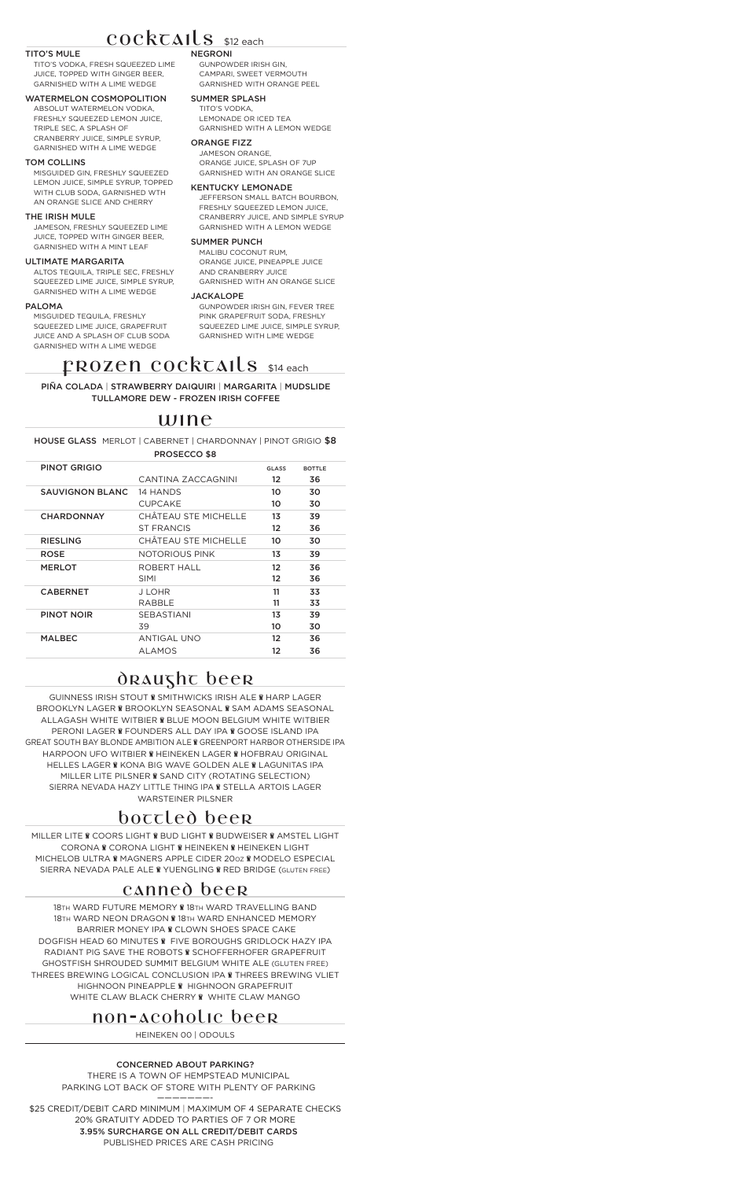# COCKTAILS $12 each

**TITO'S MULE**
TITO'S VODKA, FRESH SQUEEZED LIME JUICE, TOPPED WITH GINGER BEER, GARNISHED WITH A LIME WEDGE

**WATERMELON COSMOPOLITION**
ABSOLUT WATERMELON VODKA, FRESHLY SQUEEZED LEMON JUICE, TRIPLE SEC, A SPLASH OF CRANBERRY JUICE, SIMPLE SYRUP, GARNISHED WITH A LIME WEDGE

**TOM COLLINS**
MISGUIDED GIN, FRESHLY SQUEEZED LEMON JUICE, SIMPLE SYRUP, TOPPED WITH CLUB SODA, GARNISHED WTH AN ORANGE SLICE AND CHERRY

**THE IRISH MULE**
JAMESON, FRESHLY SQUEEZED LIME JUICE, TOPPED WITH GINGER BEER, GARNISHED WITH A MINT LEAF

**ULTIMATE MARGARITA**
ALTOS TEQUILA, TRIPLE SEC, FRESHLY SQUEEZED LIME JUICE, SIMPLE SYRUP, GARNISHED WITH A LIME WEDGE

**PALOMA**
MISGUIDED TEQUILA, FRESHLY SQUEEZED LIME JUICE, GRAPEFRUIT JUICE AND A SPLASH OF CLUB SODA GARNISHED WITH A LIME WEDGE

**NEGRONI**
GUNPOWDER IRISH GIN, CAMPARI, SWEET VERMOUTH GARNISHED WITH ORANGE PEEL

**SUMMER SPLASH**
TITO'S VODKA, LEMONADE OR ICED TEA GARNISHED WITH A LEMON WEDGE

**ORANGE FIZZ**
JAMESON ORANGE, ORANGE JUICE, SPLASH OF 7UP GARNISHED WITH AN ORANGE SLICE

**KENTUCKY LEMONADE**
JEFFERSON SMALL BATCH BOURBON, FRESHLY SQUEEZED LEMON JUICE, CRANBERRY JUICE, AND SIMPLE SYRUP GARNISHED WITH A LEMON WEDGE

**SUMMER PUNCH**
MALIBU COCONUT RUM, ORANGE JUICE, PINEAPPLE JUICE AND CRANBERRY JUICE GARNISHED WITH AN ORANGE SLICE

**JACKALOPE**
GUNPOWDER IRISH GIN, FEVER TREE PINK GRAPEFRUIT SODA, FRESHLY SQUEEZED LIME JUICE, SIMPLE SYRUP, GARNISHED WITH LIME WEDGE

# FROZEN COCKTAILS $14 each

PIÑA COLADA | STRAWBERRY DAIQUIRI | MARGARITA | MUDSLIDE
TULLAMORE DEW - FROZEN IRISH COFFEE

# WINE

**HOUSE GLASS** MERLOT | CABERNET | CHARDONNAY | PINOT GRIGIO **$8**
**PROSECCO $8**

| | | GLASS | BOTTLE |
|---|---|---|---|
| PINOT GRIGIO | CANTINA ZACCAGNINI | 12 | 36 |
| SAUVIGNON BLANC | 14 HANDS | 10 | 30 |
| | CUPCAKE | 10 | 30 |
| CHARDONNAY | CHÂTEAU STE MICHELLE | 13 | 39 |
| | ST FRANCIS | 12 | 36 |
| RIESLING | CHÂTEAU STE MICHELLE | 10 | 30 |
| ROSE | NOTORIOUS PINK | 13 | 39 |
| MERLOT | ROBERT HALL | 12 | 36 |
| | SIMI | 12 | 36 |
| CABERNET | J LOHR | 11 | 33 |
| | RABBLE | 11 | 33 |
| PINOT NOIR | SEBASTIANI | 13 | 39 |
| | 39 | 10 | 30 |
| MALBEC | ANTIGAL UNO | 12 | 36 |
| | ALAMOS | 12 | 36 |

# DRAUGHT BEER

GUINNESS IRISH STOUT ♜ SMITHWICKS IRISH ALE ♜ HARP LAGER
BROOKLYN LAGER ♜ BROOKLYN SEASONAL ♜ SAM ADAMS SEASONAL
ALLAGASH WHITE WITBIER ♜ BLUE MOON BELGIUM WHITE WITBIER
PERONI LAGER ♜ FOUNDERS ALL DAY IPA ♜ GOOSE ISLAND IPA
GREAT SOUTH BAY BLONDE AMBITION ALE ♜ GREENPORT HARBOR OTHERSIDE IPA
HARPOON UFO WITBIER ♜ HEINEKEN LAGER ♜ HOFBRAU ORIGINAL
HELLES LAGER ♜ KONA BIG WAVE GOLDEN ALE ♜ LAGUNITAS IPA
MILLER LITE PILSNER ♜ SAND CITY (ROTATING SELECTION)
SIERRA NEVADA HAZY LITTLE THING IPA ♜ STELLA ARTOIS LAGER
WARSTEINER PILSNER

# BOTTLED BEER

MILLER LITE ♜ COORS LIGHT ♜ BUD LIGHT ♜ BUDWEISER ♜ AMSTEL LIGHT
CORONA ♜ CORONA LIGHT ♜ HEINEKEN ♜ HEINEKEN LIGHT
MICHELOB ULTRA ♜ MAGNERS APPLE CIDER 20OZ ♜ MODELO ESPECIAL
SIERRA NEVADA PALE ALE ♜ YUENGLING ♜ RED BRIDGE (GLUTEN FREE)

# CANNED BEER

18TH WARD FUTURE MEMORY ♜ 18TH WARD TRAVELLING BAND
18TH WARD NEON DRAGON ♜ 18TH WARD ENHANCED MEMORY
BARRIER MONEY IPA ♜ CLOWN SHOES SPACE CAKE
DOGFISH HEAD 60 MINUTES ♜ FIVE BOROUGHS GRIDLOCK HAZY IPA
RADIANT PIG SAVE THE ROBOTS ♜ SCHOFFERHOFER GRAPEFRUIT
GHOSTFISH SHROUDED SUMMIT BELGIUM WHITE ALE (GLUTEN FREE)
THREES BREWING LOGICAL CONCLUSION IPA ♜ THREES BREWING VLIET
HIGHNOON PINEAPPLE ♜ HIGHNOON GRAPEFRUIT
WHITE CLAW BLACK CHERRY ♜ WHITE CLAW MANGO

# NON-ACOHOLIC BEER

HEINEKEN 00 | ODOULS

**CONCERNED ABOUT PARKING?**
THERE IS A TOWN OF HEMPSTEAD MUNICIPAL PARKING LOT BACK OF STORE WITH PLENTY OF PARKING

———————-

$25 CREDIT/DEBIT CARD MINIMUM | MAXIMUM OF 4 SEPARATE CHECKS
20% GRATUITY ADDED TO PARTIES OF 7 OR MORE
**3.95% SURCHARGE ON ALL CREDIT/DEBIT CARDS**
PUBLISHED PRICES ARE CASH PRICING